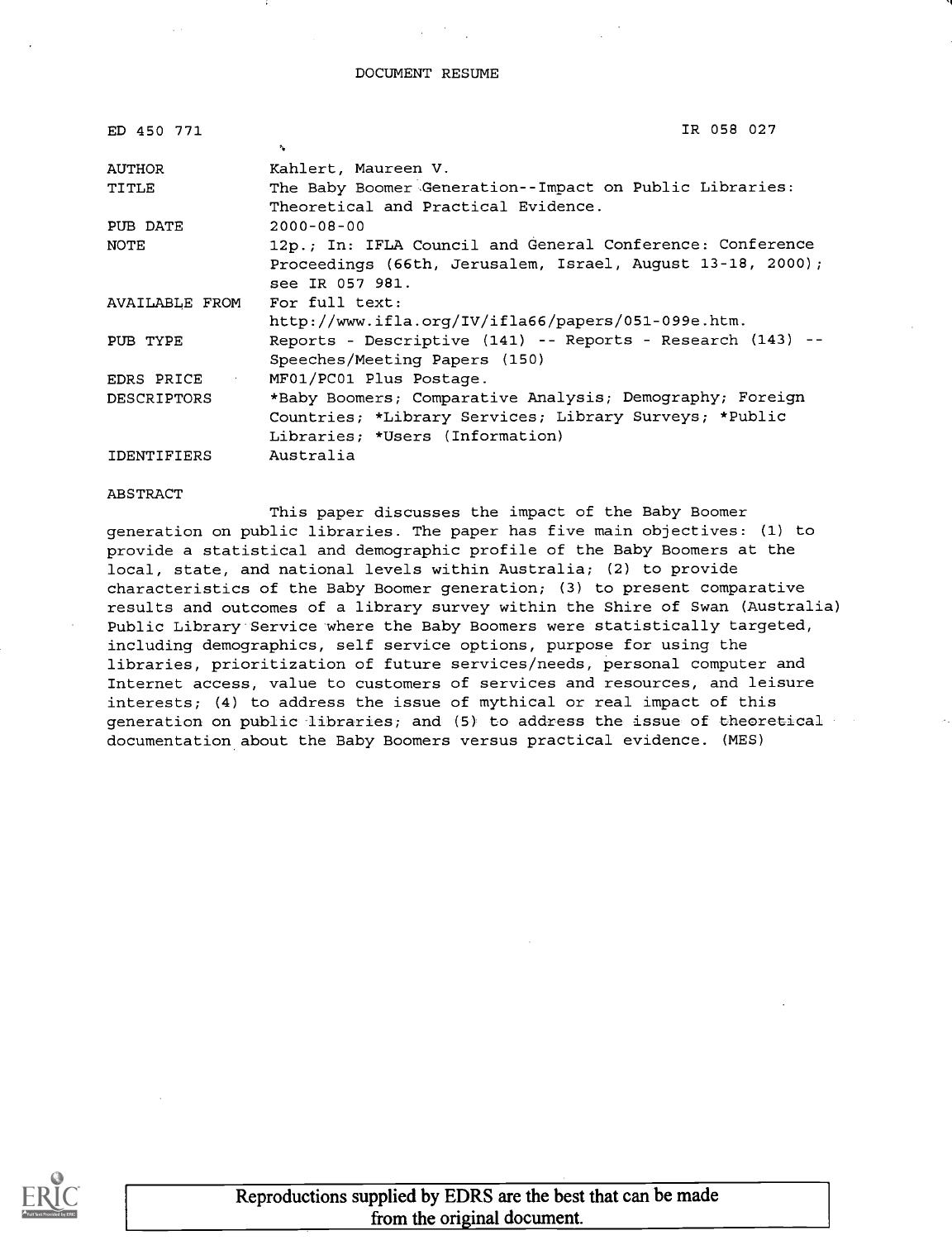DOCUMENT RESUME

| | |
|---|---|
| ED 450 771 | IR 058 027 |
| AUTHOR | Kahlert, Maureen V. |
| TITLE | The Baby Boomer Generation--Impact on Public Libraries: Theoretical and Practical Evidence. |
| PUB DATE | 2000-08-00 |
| NOTE | 12p.; In: IFLA Council and General Conference: Conference Proceedings (66th, Jerusalem, Israel, August 13-18, 2000); see IR 057 981. |
| AVAILABLE FROM | For full text: http://www.ifla.org/IV/ifla66/papers/051-099e.htm. |
| PUB TYPE | Reports - Descriptive (141) -- Reports - Research (143) -- Speeches/Meeting Papers (150) |
| EDRS PRICE | MF01/PC01 Plus Postage. |
| DESCRIPTORS | *Baby Boomers; Comparative Analysis; Demography; Foreign Countries; *Library Services; Library Surveys; *Public Libraries; *Users (Information) |
| IDENTIFIERS | Australia |

ABSTRACT

This paper discusses the impact of the Baby Boomer generation on public libraries. The paper has five main objectives: (1) to provide a statistical and demographic profile of the Baby Boomers at the local, state, and national levels within Australia; (2) to provide characteristics of the Baby Boomer generation; (3) to present comparative results and outcomes of a library survey within the Shire of Swan (Australia) Public Library Service where the Baby Boomers were statistically targeted, including demographics, self service options, purpose for using the libraries, prioritization of future services/needs, personal computer and Internet access, value to customers of services and resources, and leisure interests; (4) to address the issue of mythical or real impact of this generation on public libraries; and (5) to address the issue of theoretical documentation about the Baby Boomers versus practical evidence. (MES)

Reproductions supplied by EDRS are the best that can be made from the original document.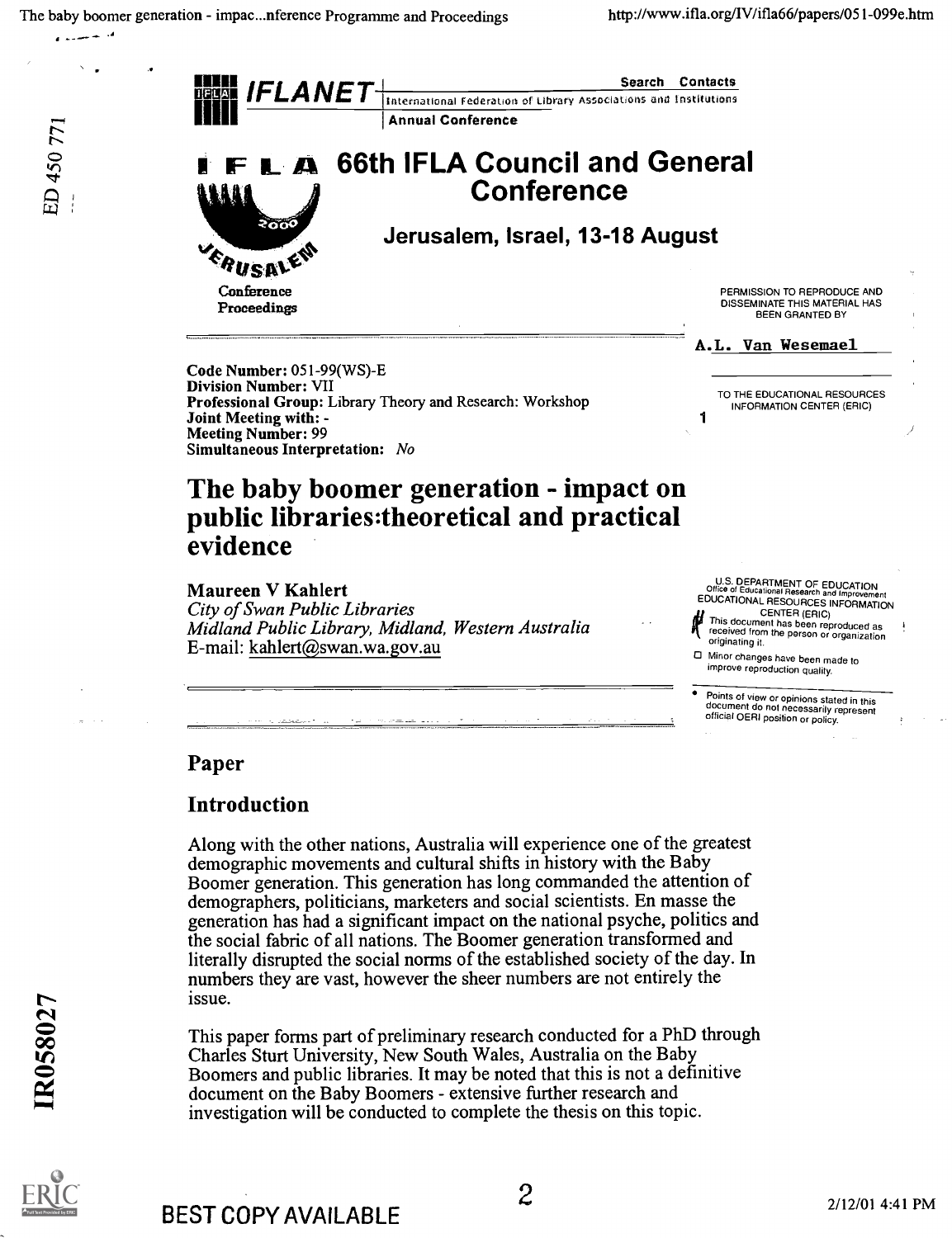IFLANET — International Federation of Library Associations and Institutions

Search Contacts

Annual Conference

# 66th IFLA Council and General Conference

## Jerusalem, Israel, 13-18 August

Conference Proceedings

PERMISSION TO REPRODUCE AND DISSEMINATE THIS MATERIAL HAS BEEN GRANTED BY

A.L. Van Wesemael

TO THE EDUCATIONAL RESOURCES INFORMATION CENTER (ERIC)

**Code Number:** 051-99(WS)-E
**Division Number:** VII
**Professional Group:** Library Theory and Research: Workshop
**Joint Meeting with:** -
**Meeting Number:** 99
**Simultaneous Interpretation:** *No*

# The baby boomer generation - impact on public libraries:theoretical and practical evidence

**Maureen V Kahlert**
*City of Swan Public Libraries*
*Midland Public Library, Midland, Western Australia*
E-mail: kahlert@swan.wa.gov.au

U.S. DEPARTMENT OF EDUCATION
Office of Educational Research and Improvement
EDUCATIONAL RESOURCES INFORMATION CENTER (ERIC)
This document has been reproduced as received from the person or organization originating it.
Minor changes have been made to improve reproduction quality.

- Points of view or opinions stated in this document do not necessarily represent official OERI position or policy.

## Paper

## Introduction

Along with the other nations, Australia will experience one of the greatest demographic movements and cultural shifts in history with the Baby Boomer generation. This generation has long commanded the attention of demographers, politicians, marketers and social scientists. En masse the generation has had a significant impact on the national psyche, politics and the social fabric of all nations. The Boomer generation transformed and literally disrupted the social norms of the established society of the day. In numbers they are vast, however the sheer numbers are not entirely the issue.

This paper forms part of preliminary research conducted for a PhD through Charles Sturt University, New South Wales, Australia on the Baby Boomers and public libraries. It may be noted that this is not a definitive document on the Baby Boomers - extensive further research and investigation will be conducted to complete the thesis on this topic.

BEST COPY AVAILABLE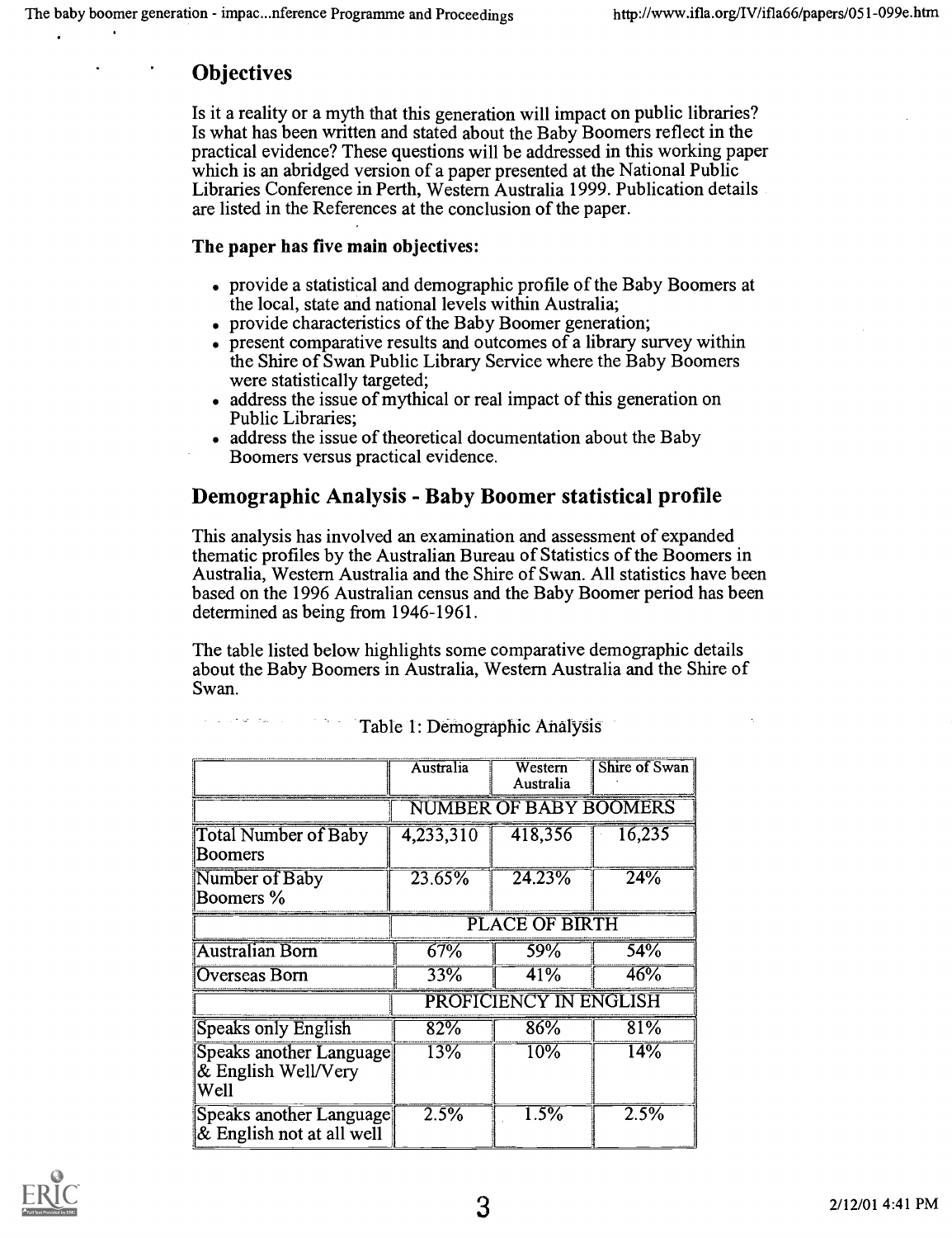## Objectives

Is it a reality or a myth that this generation will impact on public libraries? Is what has been written and stated about the Baby Boomers reflect in the practical evidence? These questions will be addressed in this working paper which is an abridged version of a paper presented at the National Public Libraries Conference in Perth, Western Australia 1999. Publication details are listed in the References at the conclusion of the paper.

**The paper has five main objectives:**

- provide a statistical and demographic profile of the Baby Boomers at the local, state and national levels within Australia;
- provide characteristics of the Baby Boomer generation;
- present comparative results and outcomes of a library survey within the Shire of Swan Public Library Service where the Baby Boomers were statistically targeted;
- address the issue of mythical or real impact of this generation on Public Libraries;
- address the issue of theoretical documentation about the Baby Boomers versus practical evidence.

## Demographic Analysis - Baby Boomer statistical profile

This analysis has involved an examination and assessment of expanded thematic profiles by the Australian Bureau of Statistics of the Boomers in Australia, Western Australia and the Shire of Swan. All statistics have been based on the 1996 Australian census and the Baby Boomer period has been determined as being from 1946-1961.

The table listed below highlights some comparative demographic details about the Baby Boomers in Australia, Western Australia and the Shire of Swan.

Table 1: Demographic Analysis

| | Australia | Western Australia | Shire of Swan |
|---|---|---|---|
| | NUMBER OF BABY BOOMERS | | |
| Total Number of Baby Boomers | 4,233,310 | 418,356 | 16,235 |
| Number of Baby Boomers % | 23.65% | 24.23% | 24% |
| | PLACE OF BIRTH | | |
| Australian Born | 67% | 59% | 54% |
| Overseas Born | 33% | 41% | 46% |
| | PROFICIENCY IN ENGLISH | | |
| Speaks only English | 82% | 86% | 81% |
| Speaks another Language & English Well/Very Well | 13% | 10% | 14% |
| Speaks another Language & English not at all well | 2.5% | 1.5% | 2.5% |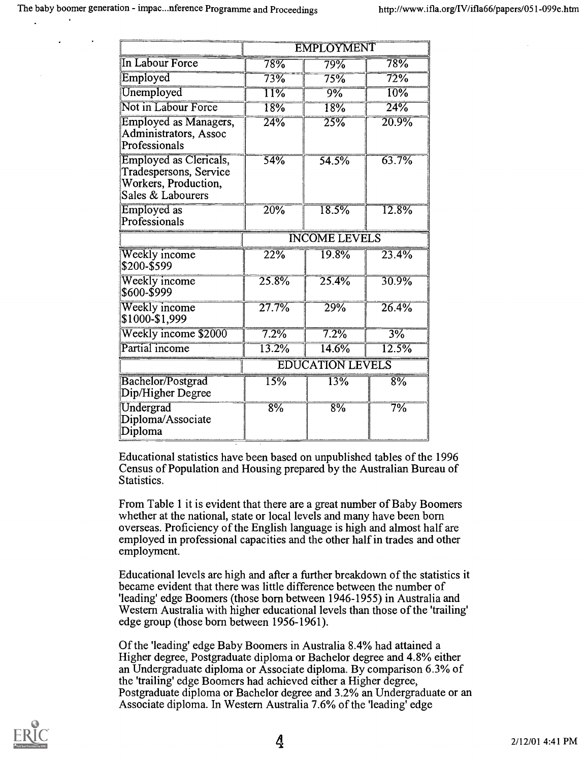| | EMPLOYMENT | | |
|---|---|---|---|
| In Labour Force | 78% | 79% | 78% |
| Employed | 73% | 75% | 72% |
| Unemployed | 11% | 9% | 10% |
| Not in Labour Force | 18% | 18% | 24% |
| Employed as Managers, Administrators, Assoc Professionals | 24% | 25% | 20.9% |
| Employed as Clericals, Tradespersons, Service Workers, Production, Sales & Labourers | 54% | 54.5% | 63.7% |
| Employed as Professionals | 20% | 18.5% | 12.8% |
| | INCOME LEVELS | | |
| Weekly income $200-$599 | 22% | 19.8% | 23.4% |
| Weekly income $600-$999 | 25.8% | 25.4% | 30.9% |
| Weekly income $1000-$1,999 | 27.7% | 29% | 26.4% |
| Weekly income $2000 | 7.2% | 7.2% | 3% |
| Partial income | 13.2% | 14.6% | 12.5% |
| | EDUCATION LEVELS | | |
| Bachelor/Postgrad Dip/Higher Degree | 15% | 13% | 8% |
| Undergrad Diploma/Associate Diploma | 8% | 8% | 7% |

Educational statistics have been based on unpublished tables of the 1996 Census of Population and Housing prepared by the Australian Bureau of Statistics.

From Table 1 it is evident that there are a great number of Baby Boomers whether at the national, state or local levels and many have been born overseas. Proficiency of the English language is high and almost half are employed in professional capacities and the other half in trades and other employment.

Educational levels are high and after a further breakdown of the statistics it became evident that there was little difference between the number of 'leading' edge Boomers (those born between 1946-1955) in Australia and Western Australia with higher educational levels than those of the 'trailing' edge group (those born between 1956-1961).

Of the 'leading' edge Baby Boomers in Australia 8.4% had attained a Higher degree, Postgraduate diploma or Bachelor degree and 4.8% either an Undergraduate diploma or Associate diploma. By comparison 6.3% of the 'trailing' edge Boomers had achieved either a Higher degree, Postgraduate diploma or Bachelor degree and 3.2% an Undergraduate or an Associate diploma. In Western Australia 7.6% of the 'leading' edge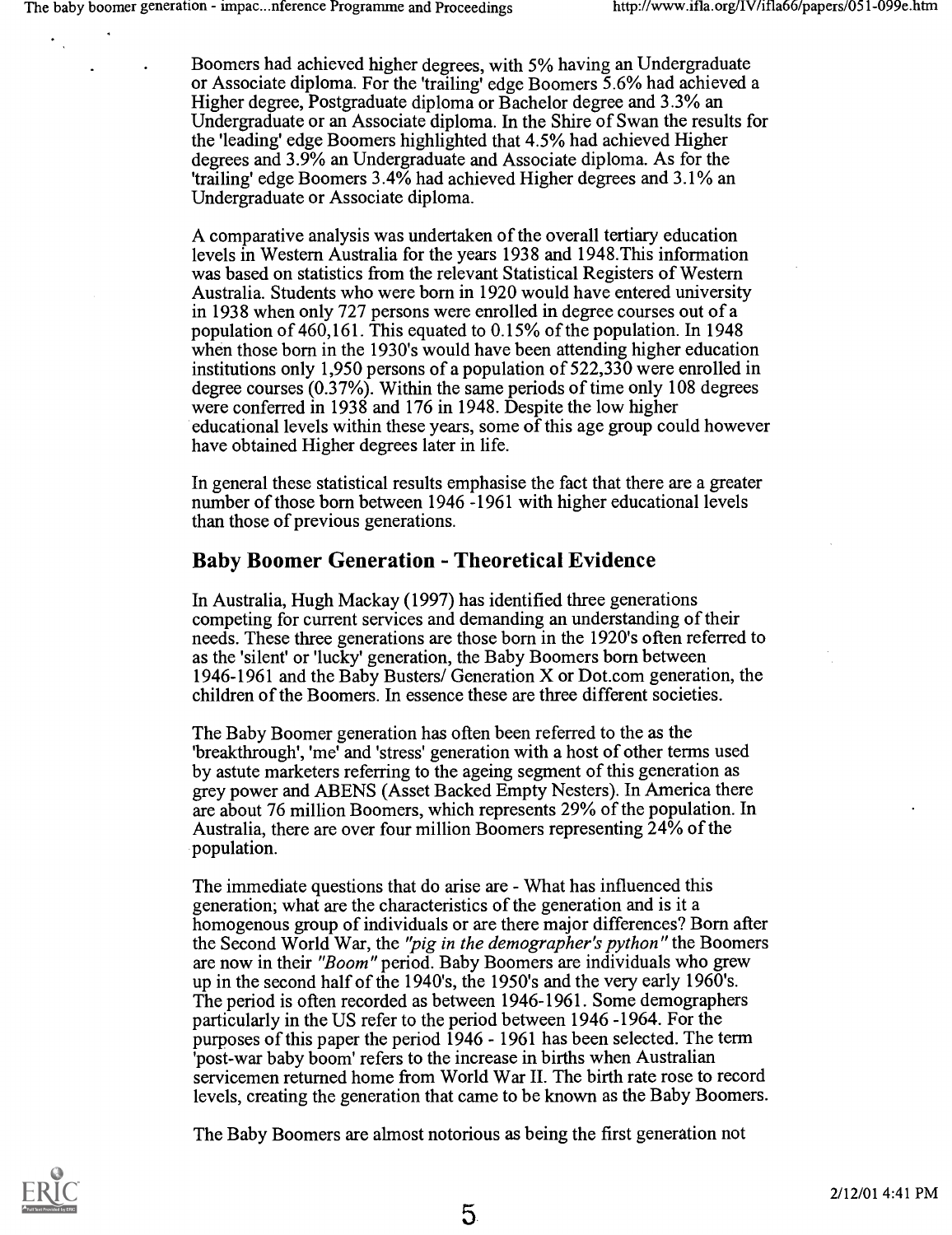Boomers had achieved higher degrees, with 5% having an Undergraduate or Associate diploma. For the 'trailing' edge Boomers 5.6% had achieved a Higher degree, Postgraduate diploma or Bachelor degree and 3.3% an Undergraduate or an Associate diploma. In the Shire of Swan the results for the 'leading' edge Boomers highlighted that 4.5% had achieved Higher degrees and 3.9% an Undergraduate and Associate diploma. As for the 'trailing' edge Boomers 3.4% had achieved Higher degrees and 3.1% an Undergraduate or Associate diploma.

A comparative analysis was undertaken of the overall tertiary education levels in Western Australia for the years 1938 and 1948.This information was based on statistics from the relevant Statistical Registers of Western Australia. Students who were born in 1920 would have entered university in 1938 when only 727 persons were enrolled in degree courses out of a population of 460,161. This equated to 0.15% of the population. In 1948 when those born in the 1930's would have been attending higher education institutions only 1,950 persons of a population of 522,330 were enrolled in degree courses (0.37%). Within the same periods of time only 108 degrees were conferred in 1938 and 176 in 1948. Despite the low higher educational levels within these years, some of this age group could however have obtained Higher degrees later in life.

In general these statistical results emphasise the fact that there are a greater number of those born between 1946 -1961 with higher educational levels than those of previous generations.

## Baby Boomer Generation - Theoretical Evidence

In Australia, Hugh Mackay (1997) has identified three generations competing for current services and demanding an understanding of their needs. These three generations are those born in the 1920's often referred to as the 'silent' or 'lucky' generation, the Baby Boomers born between 1946-1961 and the Baby Busters/ Generation X or Dot.com generation, the children of the Boomers. In essence these are three different societies.

The Baby Boomer generation has often been referred to the as the 'breakthrough', 'me' and 'stress' generation with a host of other terms used by astute marketers referring to the ageing segment of this generation as grey power and ABENS (Asset Backed Empty Nesters). In America there are about 76 million Boomers, which represents 29% of the population. In Australia, there are over four million Boomers representing 24% of the population.

The immediate questions that do arise are - What has influenced this generation; what are the characteristics of the generation and is it a homogenous group of individuals or are there major differences? Born after the Second World War, the *"pig in the demographer's python"* the Boomers are now in their *"Boom"* period. Baby Boomers are individuals who grew up in the second half of the 1940's, the 1950's and the very early 1960's. The period is often recorded as between 1946-1961. Some demographers particularly in the US refer to the period between 1946 -1964. For the purposes of this paper the period 1946 - 1961 has been selected. The term 'post-war baby boom' refers to the increase in births when Australian servicemen returned home from World War II. The birth rate rose to record levels, creating the generation that came to be known as the Baby Boomers.

The Baby Boomers are almost notorious as being the first generation not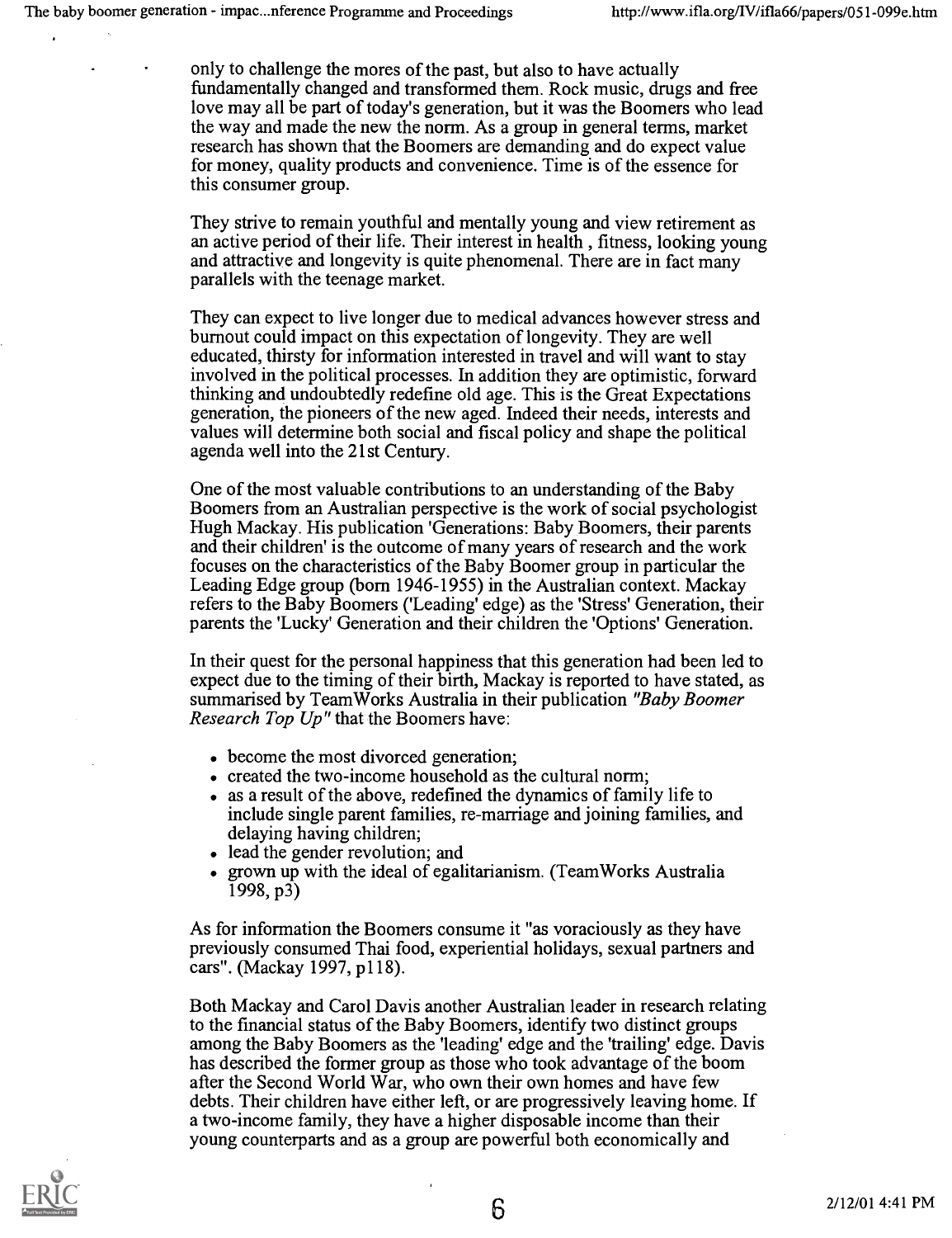only to challenge the mores of the past, but also to have actually fundamentally changed and transformed them. Rock music, drugs and free love may all be part of today's generation, but it was the Boomers who lead the way and made the new the norm. As a group in general terms, market research has shown that the Boomers are demanding and do expect value for money, quality products and convenience. Time is of the essence for this consumer group.

They strive to remain youthful and mentally young and view retirement as an active period of their life. Their interest in health , fitness, looking young and attractive and longevity is quite phenomenal. There are in fact many parallels with the teenage market.

They can expect to live longer due to medical advances however stress and burnout could impact on this expectation of longevity. They are well educated, thirsty for information interested in travel and will want to stay involved in the political processes. In addition they are optimistic, forward thinking and undoubtedly redefine old age. This is the Great Expectations generation, the pioneers of the new aged. Indeed their needs, interests and values will determine both social and fiscal policy and shape the political agenda well into the 21st Century.

One of the most valuable contributions to an understanding of the Baby Boomers from an Australian perspective is the work of social psychologist Hugh Mackay. His publication 'Generations: Baby Boomers, their parents and their children' is the outcome of many years of research and the work focuses on the characteristics of the Baby Boomer group in particular the Leading Edge group (born 1946-1955) in the Australian context. Mackay refers to the Baby Boomers ('Leading' edge) as the 'Stress' Generation, their parents the 'Lucky' Generation and their children the 'Options' Generation.

In their quest for the personal happiness that this generation had been led to expect due to the timing of their birth, Mackay is reported to have stated, as summarised by TeamWorks Australia in their publication *"Baby Boomer Research Top Up"* that the Boomers have:

- become the most divorced generation;
- created the two-income household as the cultural norm;
- as a result of the above, redefined the dynamics of family life to include single parent families, re-marriage and joining families, and delaying having children;
- lead the gender revolution; and
- grown up with the ideal of egalitarianism. (TeamWorks Australia 1998, p3)

As for information the Boomers consume it "as voraciously as they have previously consumed Thai food, experiential holidays, sexual partners and cars". (Mackay 1997, p118).

Both Mackay and Carol Davis another Australian leader in research relating to the financial status of the Baby Boomers, identify two distinct groups among the Baby Boomers as the 'leading' edge and the 'trailing' edge. Davis has described the former group as those who took advantage of the boom after the Second World War, who own their own homes and have few debts. Their children have either left, or are progressively leaving home. If a two-income family, they have a higher disposable income than their young counterparts and as a group are powerful both economically and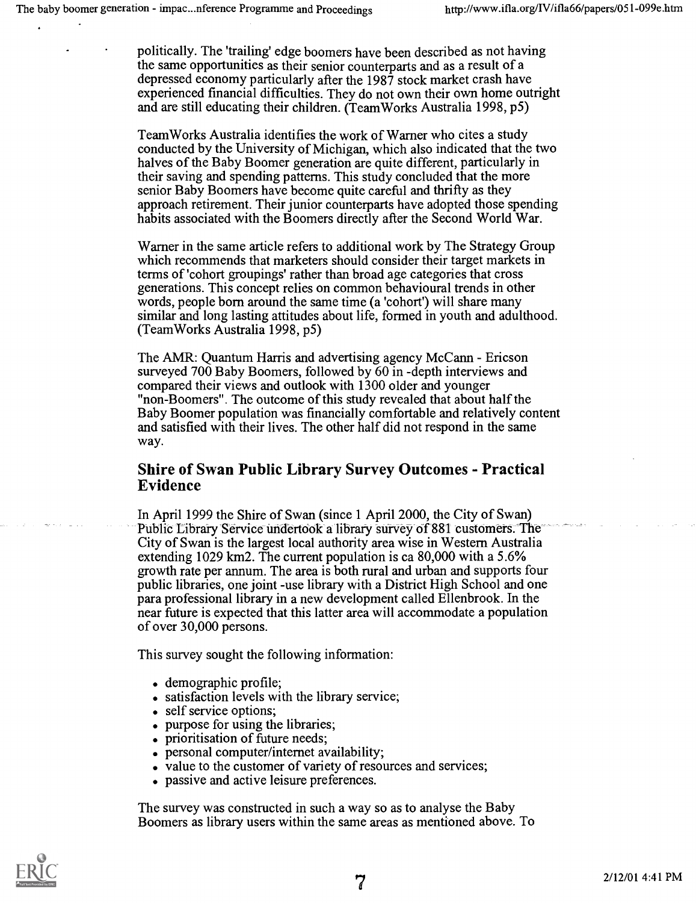politically. The 'trailing' edge boomers have been described as not having the same opportunities as their senior counterparts and as a result of a depressed economy particularly after the 1987 stock market crash have experienced financial difficulties. They do not own their own home outright and are still educating their children. (TeamWorks Australia 1998, p5)

TeamWorks Australia identifies the work of Warner who cites a study conducted by the University of Michigan, which also indicated that the two halves of the Baby Boomer generation are quite different, particularly in their saving and spending patterns. This study concluded that the more senior Baby Boomers have become quite careful and thrifty as they approach retirement. Their junior counterparts have adopted those spending habits associated with the Boomers directly after the Second World War.

Warner in the same article refers to additional work by The Strategy Group which recommends that marketers should consider their target markets in terms of 'cohort groupings' rather than broad age categories that cross generations. This concept relies on common behavioural trends in other words, people born around the same time (a 'cohort') will share many similar and long lasting attitudes about life, formed in youth and adulthood. (TeamWorks Australia 1998, p5)

The AMR: Quantum Harris and advertising agency McCann - Ericson surveyed 700 Baby Boomers, followed by 60 in -depth interviews and compared their views and outlook with 1300 older and younger "non-Boomers". The outcome of this study revealed that about half the Baby Boomer population was financially comfortable and relatively content and satisfied with their lives. The other half did not respond in the same way.

## Shire of Swan Public Library Survey Outcomes - Practical Evidence

In April 1999 the Shire of Swan (since 1 April 2000, the City of Swan) Public Library Service undertook a library survey of 881 customers. The City of Swan is the largest local authority area wise in Western Australia extending 1029 km2. The current population is ca 80,000 with a 5.6% growth rate per annum. The area is both rural and urban and supports four public libraries, one joint -use library with a District High School and one para professional library in a new development called Ellenbrook. In the near future is expected that this latter area will accommodate a population of over 30,000 persons.

This survey sought the following information:

- demographic profile;
- satisfaction levels with the library service;
- self service options;
- purpose for using the libraries;
- prioritisation of future needs;
- personal computer/internet availability;
- value to the customer of variety of resources and services;
- passive and active leisure preferences.

The survey was constructed in such a way so as to analyse the Baby Boomers as library users within the same areas as mentioned above. To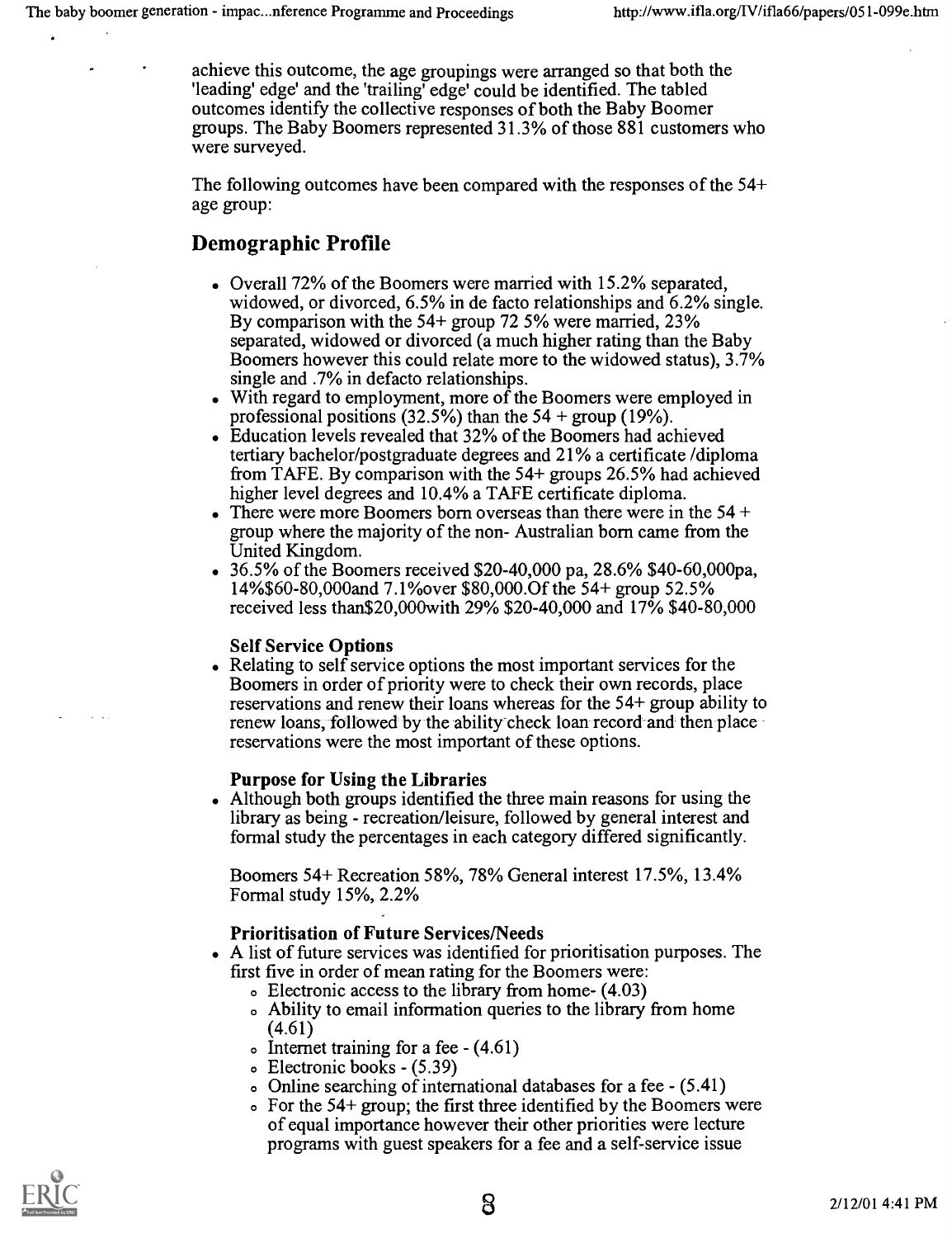achieve this outcome, the age groupings were arranged so that both the 'leading' edge' and the 'trailing' edge' could be identified. The tabled outcomes identify the collective responses of both the Baby Boomer groups. The Baby Boomers represented 31.3% of those 881 customers who were surveyed.

The following outcomes have been compared with the responses of the 54+ age group:

## Demographic Profile

- Overall 72% of the Boomers were married with 15.2% separated, widowed, or divorced, 6.5% in de facto relationships and 6.2% single. By comparison with the 54+ group 72 5% were married, 23% separated, widowed or divorced (a much higher rating than the Baby Boomers however this could relate more to the widowed status), 3.7% single and .7% in defacto relationships.
- With regard to employment, more of the Boomers were employed in professional positions (32.5%) than the 54 + group (19%).
- Education levels revealed that 32% of the Boomers had achieved tertiary bachelor/postgraduate degrees and 21% a certificate /diploma from TAFE. By comparison with the 54+ groups 26.5% had achieved higher level degrees and 10.4% a TAFE certificate diploma.
- There were more Boomers born overseas than there were in the 54 + group where the majority of the non- Australian born came from the United Kingdom.
- 36.5% of the Boomers received $20-40,000 pa, 28.6% $40-60,000pa, 14%$60-80,000and 7.1%over $80,000.Of the 54+ group 52.5% received less than$20,000with 29% $20-40,000 and 17% $40-80,000

**Self Service Options**

- Relating to self service options the most important services for the Boomers in order of priority were to check their own records, place reservations and renew their loans whereas for the 54+ group ability to renew loans, followed by the ability check loan record and then place reservations were the most important of these options.

**Purpose for Using the Libraries**

- Although both groups identified the three main reasons for using the library as being - recreation/leisure, followed by general interest and formal study the percentages in each category differed significantly.

  Boomers 54+ Recreation 58%, 78% General interest 17.5%, 13.4% Formal study 15%, 2.2%

**Prioritisation of Future Services/Needs**

- A list of future services was identified for prioritisation purposes. The first five in order of mean rating for the Boomers were:
  - Electronic access to the library from home- (4.03)
  - Ability to email information queries to the library from home (4.61)
  - Internet training for a fee - (4.61)
  - Electronic books - (5.39)
  - Online searching of international databases for a fee - (5.41)
  - For the 54+ group; the first three identified by the Boomers were of equal importance however their other priorities were lecture programs with guest speakers for a fee and a self-service issue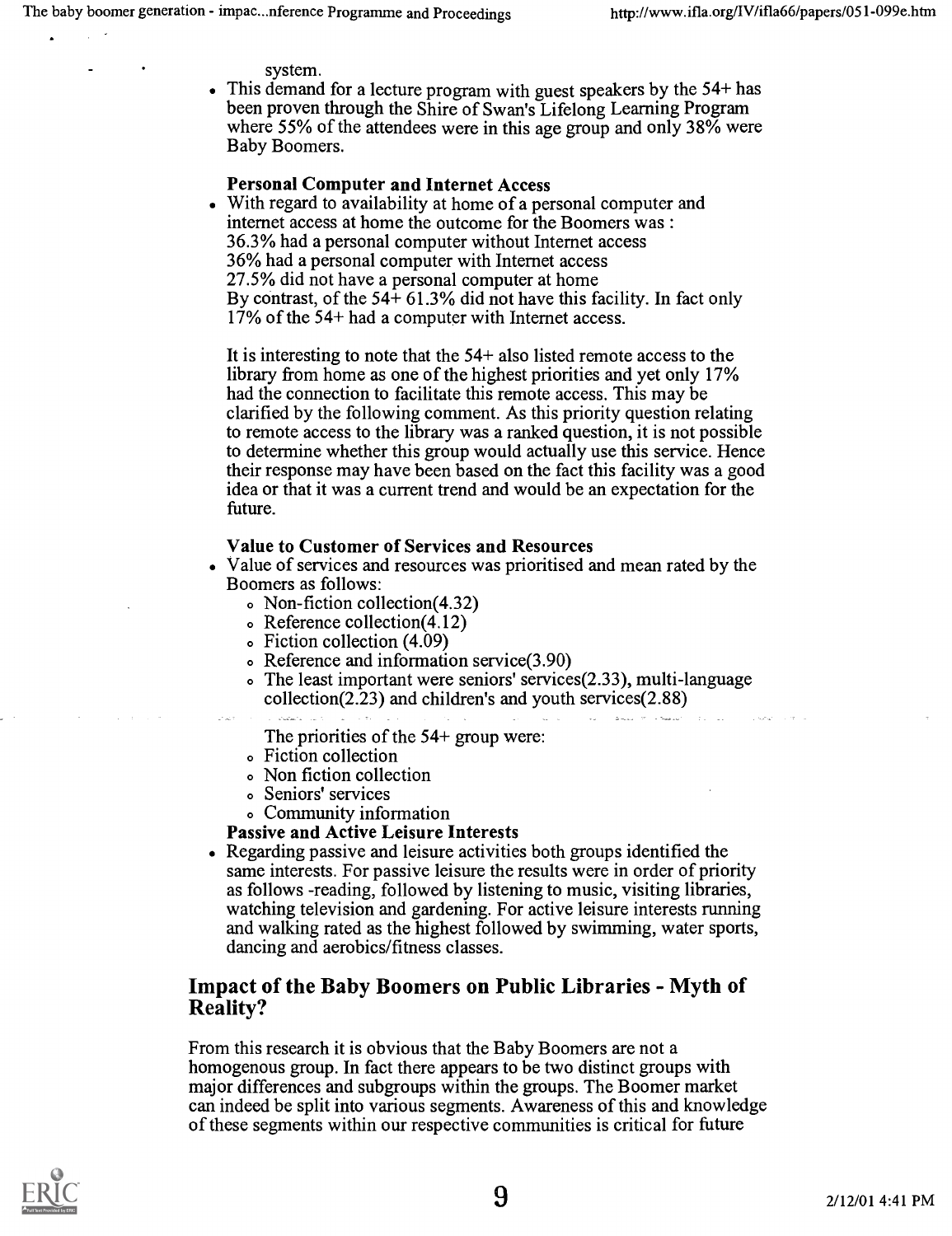system.

- This demand for a lecture program with guest speakers by the 54+ has been proven through the Shire of Swan's Lifelong Learning Program where 55% of the attendees were in this age group and only 38% were Baby Boomers.

**Personal Computer and Internet Access**

- With regard to availability at home of a personal computer and internet access at home the outcome for the Boomers was :
  36.3% had a personal computer without Internet access
  36% had a personal computer with Internet access
  27.5% did not have a personal computer at home
  By contrast, of the 54+ 61.3% did not have this facility. In fact only 17% of the 54+ had a computer with Internet access.

  It is interesting to note that the 54+ also listed remote access to the library from home as one of the highest priorities and yet only 17% had the connection to facilitate this remote access. This may be clarified by the following comment. As this priority question relating to remote access to the library was a ranked question, it is not possible to determine whether this group would actually use this service. Hence their response may have been based on the fact this facility was a good idea or that it was a current trend and would be an expectation for the future.

**Value to Customer of Services and Resources**

- Value of services and resources was prioritised and mean rated by the Boomers as follows:
  - Non-fiction collection(4.32)
  - Reference collection(4.12)
  - Fiction collection (4.09)
  - Reference and information service(3.90)
  - The least important were seniors' services(2.33), multi-language collection(2.23) and children's and youth services(2.88)

  The priorities of the 54+ group were:
  - Fiction collection
  - Non fiction collection
  - Seniors' services
  - Community information

**Passive and Active Leisure Interests**

- Regarding passive and leisure activities both groups identified the same interests. For passive leisure the results were in order of priority as follows -reading, followed by listening to music, visiting libraries, watching television and gardening. For active leisure interests running and walking rated as the highest followed by swimming, water sports, dancing and aerobics/fitness classes.

## Impact of the Baby Boomers on Public Libraries - Myth of Reality?

From this research it is obvious that the Baby Boomers are not a homogenous group. In fact there appears to be two distinct groups with major differences and subgroups within the groups. The Boomer market can indeed be split into various segments. Awareness of this and knowledge of these segments within our respective communities is critical for future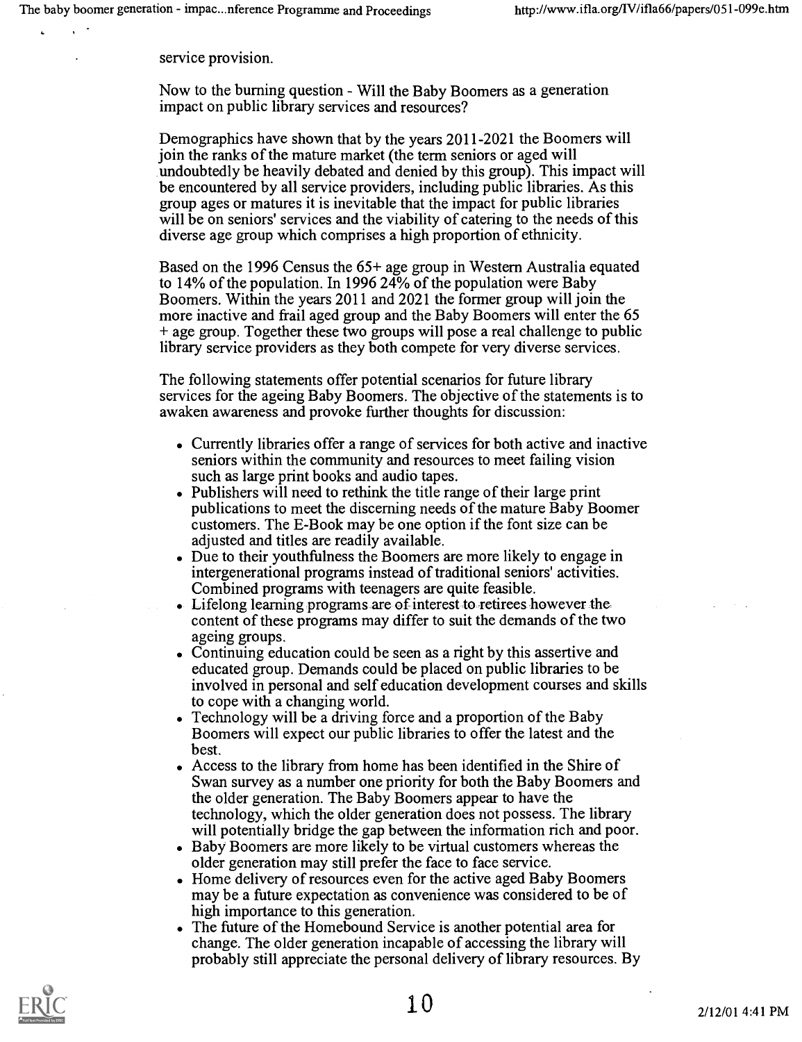service provision.

Now to the burning question - Will the Baby Boomers as a generation impact on public library services and resources?

Demographics have shown that by the years 2011-2021 the Boomers will join the ranks of the mature market (the term seniors or aged will undoubtedly be heavily debated and denied by this group). This impact will be encountered by all service providers, including public libraries. As this group ages or matures it is inevitable that the impact for public libraries will be on seniors' services and the viability of catering to the needs of this diverse age group which comprises a high proportion of ethnicity.

Based on the 1996 Census the 65+ age group in Western Australia equated to 14% of the population. In 1996 24% of the population were Baby Boomers. Within the years 2011 and 2021 the former group will join the more inactive and frail aged group and the Baby Boomers will enter the 65 + age group. Together these two groups will pose a real challenge to public library service providers as they both compete for very diverse services.

The following statements offer potential scenarios for future library services for the ageing Baby Boomers. The objective of the statements is to awaken awareness and provoke further thoughts for discussion:

- Currently libraries offer a range of services for both active and inactive seniors within the community and resources to meet failing vision such as large print books and audio tapes.
- Publishers will need to rethink the title range of their large print publications to meet the discerning needs of the mature Baby Boomer customers. The E-Book may be one option if the font size can be adjusted and titles are readily available.
- Due to their youthfulness the Boomers are more likely to engage in intergenerational programs instead of traditional seniors' activities. Combined programs with teenagers are quite feasible.
- Lifelong learning programs are of interest to retirees however the content of these programs may differ to suit the demands of the two ageing groups.
- Continuing education could be seen as a right by this assertive and educated group. Demands could be placed on public libraries to be involved in personal and self education development courses and skills to cope with a changing world.
- Technology will be a driving force and a proportion of the Baby Boomers will expect our public libraries to offer the latest and the best.
- Access to the library from home has been identified in the Shire of Swan survey as a number one priority for both the Baby Boomers and the older generation. The Baby Boomers appear to have the technology, which the older generation does not possess. The library will potentially bridge the gap between the information rich and poor.
- Baby Boomers are more likely to be virtual customers whereas the older generation may still prefer the face to face service.
- Home delivery of resources even for the active aged Baby Boomers may be a future expectation as convenience was considered to be of high importance to this generation.
- The future of the Homebound Service is another potential area for change. The older generation incapable of accessing the library will probably still appreciate the personal delivery of library resources. By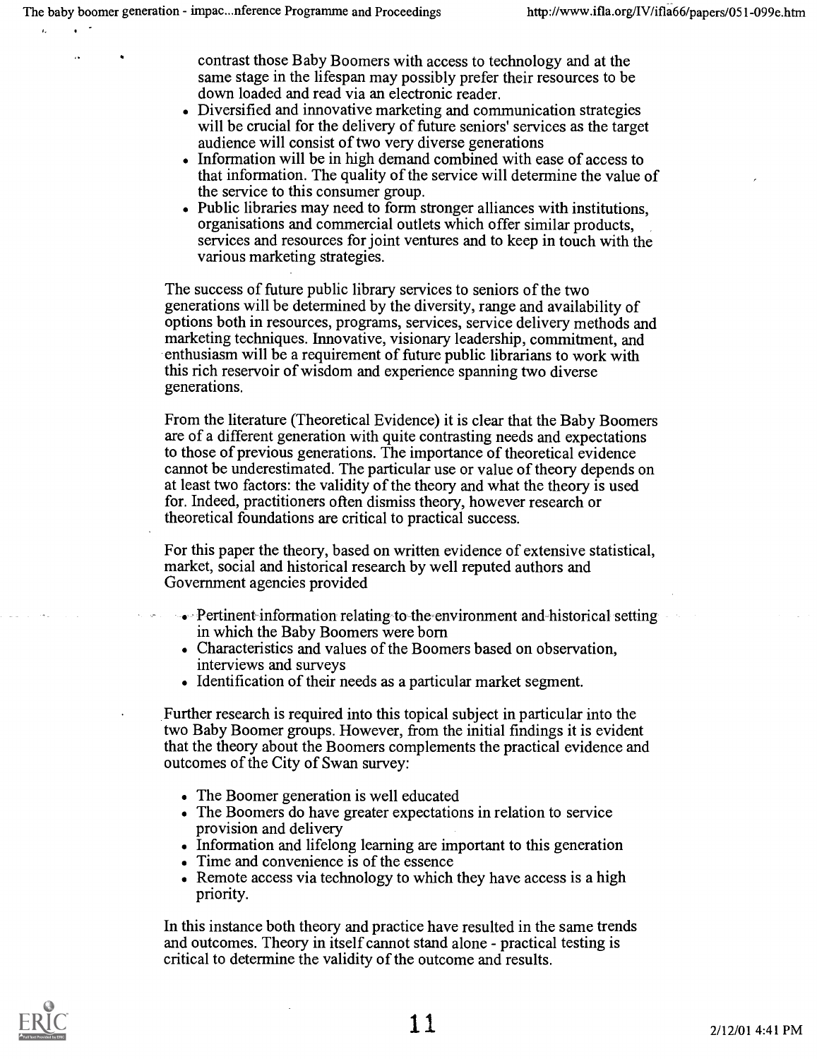contrast those Baby Boomers with access to technology and at the same stage in the lifespan may possibly prefer their resources to be down loaded and read via an electronic reader.

- Diversified and innovative marketing and communication strategies will be crucial for the delivery of future seniors' services as the target audience will consist of two very diverse generations
- Information will be in high demand combined with ease of access to that information. The quality of the service will determine the value of the service to this consumer group.
- Public libraries may need to form stronger alliances with institutions, organisations and commercial outlets which offer similar products, services and resources for joint ventures and to keep in touch with the various marketing strategies.

The success of future public library services to seniors of the two generations will be determined by the diversity, range and availability of options both in resources, programs, services, service delivery methods and marketing techniques. Innovative, visionary leadership, commitment, and enthusiasm will be a requirement of future public librarians to work with this rich reservoir of wisdom and experience spanning two diverse generations.

From the literature (Theoretical Evidence) it is clear that the Baby Boomers are of a different generation with quite contrasting needs and expectations to those of previous generations. The importance of theoretical evidence cannot be underestimated. The particular use or value of theory depends on at least two factors: the validity of the theory and what the theory is used for. Indeed, practitioners often dismiss theory, however research or theoretical foundations are critical to practical success.

For this paper the theory, based on written evidence of extensive statistical, market, social and historical research by well reputed authors and Government agencies provided

- Pertinent information relating to the environment and historical setting in which the Baby Boomers were born
- Characteristics and values of the Boomers based on observation, interviews and surveys
- Identification of their needs as a particular market segment.

Further research is required into this topical subject in particular into the two Baby Boomer groups. However, from the initial findings it is evident that the theory about the Boomers complements the practical evidence and outcomes of the City of Swan survey:

- The Boomer generation is well educated
- The Boomers do have greater expectations in relation to service provision and delivery
- Information and lifelong learning are important to this generation
- Time and convenience is of the essence
- Remote access via technology to which they have access is a high priority.

In this instance both theory and practice have resulted in the same trends and outcomes. Theory in itself cannot stand alone - practical testing is critical to determine the validity of the outcome and results.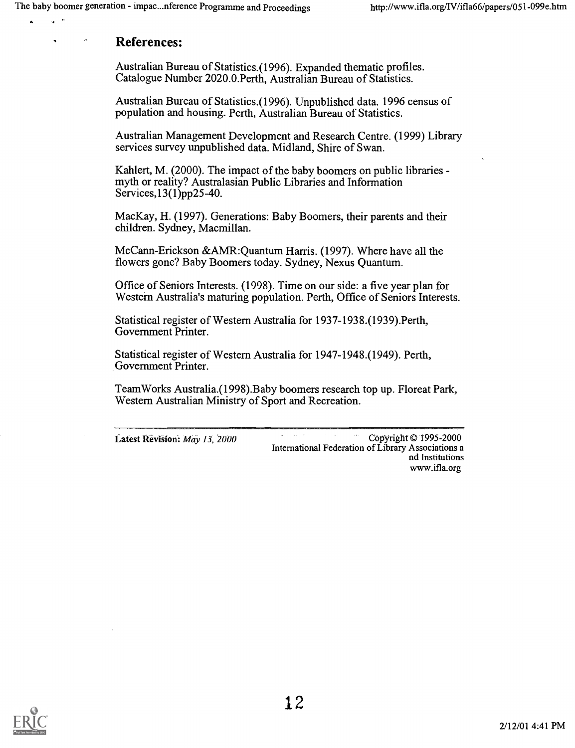## References:

Australian Bureau of Statistics.(1996). Expanded thematic profiles. Catalogue Number 2020.0.Perth, Australian Bureau of Statistics.

Australian Bureau of Statistics.(1996). Unpublished data. 1996 census of population and housing. Perth, Australian Bureau of Statistics.

Australian Management Development and Research Centre. (1999) Library services survey unpublished data. Midland, Shire of Swan.

Kahlert, M. (2000). The impact of the baby boomers on public libraries - myth or reality? Australasian Public Libraries and Information Services,13(1)pp25-40.

MacKay, H. (1997). Generations: Baby Boomers, their parents and their children. Sydney, Macmillan.

McCann-Erickson &AMR:Quantum Harris. (1997). Where have all the flowers gone? Baby Boomers today. Sydney, Nexus Quantum.

Office of Seniors Interests. (1998). Time on our side: a five year plan for Western Australia's maturing population. Perth, Office of Seniors Interests.

Statistical register of Western Australia for 1937-1938.(1939).Perth, Government Printer.

Statistical register of Western Australia for 1947-1948.(1949). Perth, Government Printer.

TeamWorks Australia.(1998).Baby boomers research top up. Floreat Park, Western Australian Ministry of Sport and Recreation.

---

Latest Revision: *May 13, 2000*

Copyright © 1995-2000 International Federation of Library Associations and Institutions www.ifla.org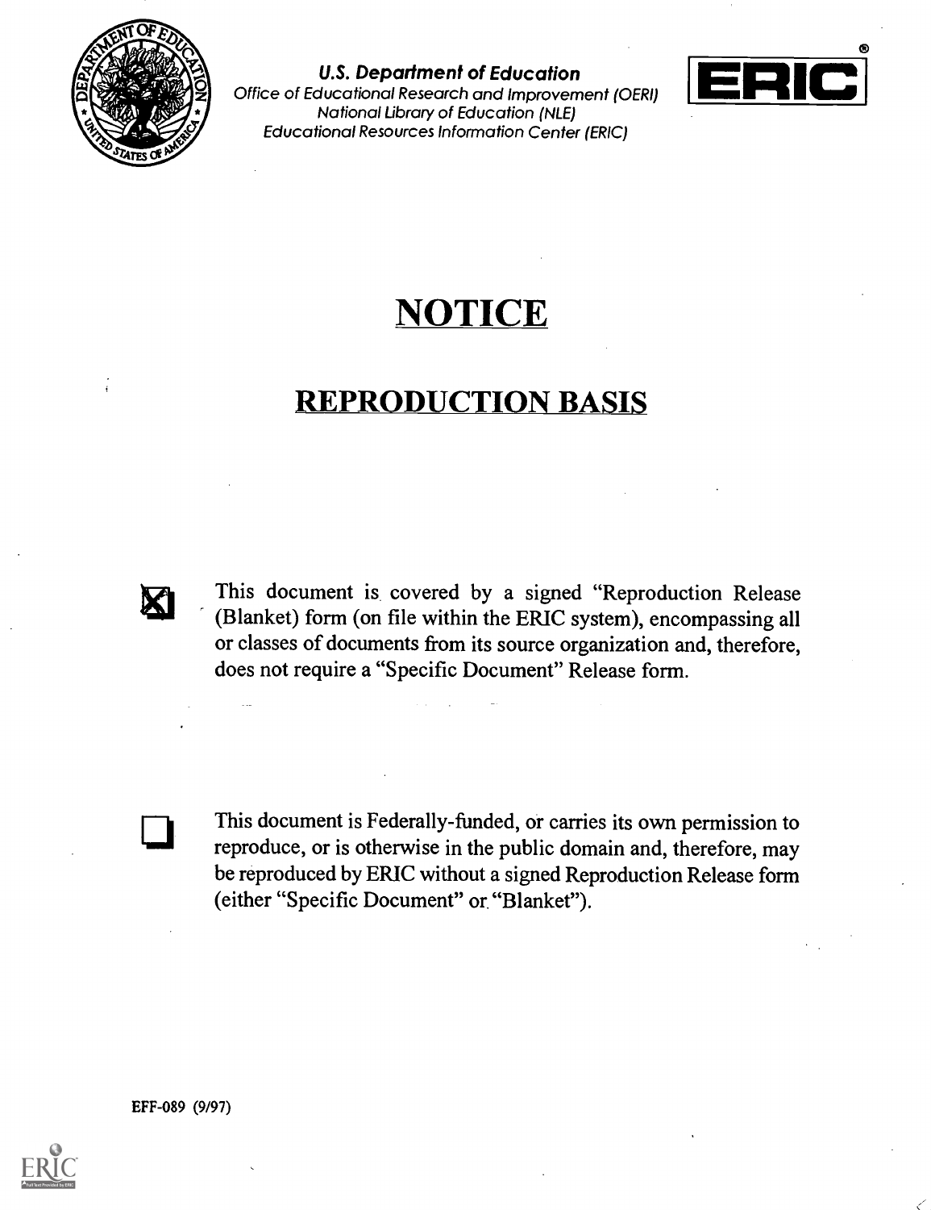**U.S. Department of Education**
*Office of Educational Research and Improvement (OERI)*
*National Library of Education (NLE)*
*Educational Resources Information Center (ERIC)*

ERIC®

# NOTICE

## REPRODUCTION BASIS

☒ This document is covered by a signed "Reproduction Release (Blanket) form (on file within the ERIC system), encompassing all or classes of documents from its source organization and, therefore, does not require a "Specific Document" Release form.

☐ This document is Federally-funded, or carries its own permission to reproduce, or is otherwise in the public domain and, therefore, may be reproduced by ERIC without a signed Reproduction Release form (either "Specific Document" or "Blanket").

EFF-089 (9/97)